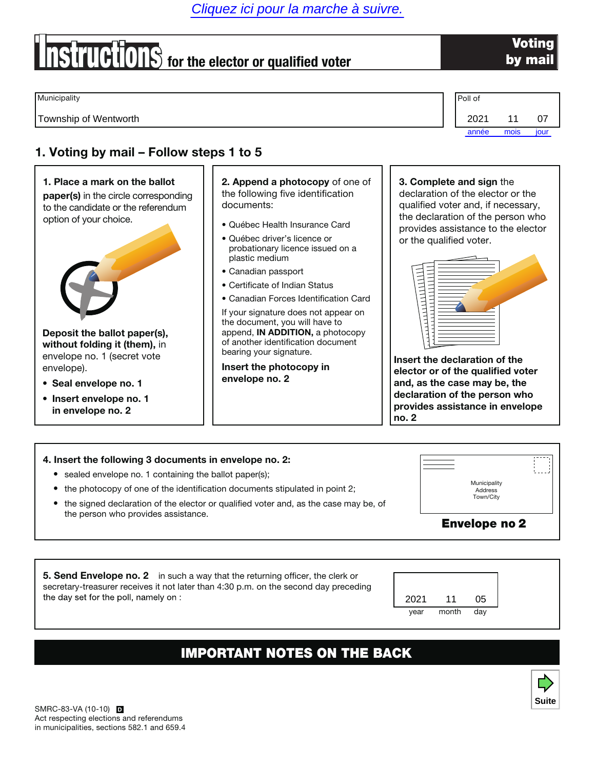Cliquez ici pour la marche à suivre.

# Instructions for the elector or qualified voter

**Voting by mail**

| Municipality | Poll of |
| --- | --- |
| Township of Wentworth | 2021 11 07 (année mois jour) |

## 1. Voting by mail – Follow steps 1 to 5

**1. Place a mark on the ballot paper(s)** in the circle corresponding to the candidate or the referendum option of your choice.

**Deposit the ballot paper(s), without folding it (them),** in envelope no. 1 (secret vote envelope).

- **Seal envelope no. 1**
- **Insert envelope no. 1 in envelope no. 2**

**2. Append a photocopy** of one of the following five identification documents:

- Québec Health Insurance Card
- Québec driver's licence or probationary licence issued on a plastic medium
- Canadian passport
- Certificate of Indian Status
- Canadian Forces Identification Card

If your signature does not appear on the document, you will have to append, **IN ADDITION,** a photocopy of another identification document bearing your signature.

**Insert the photocopy in envelope no. 2**

**3. Complete and sign** the declaration of the elector or the qualified voter and, if necessary, the declaration of the person who provides assistance to the elector or the qualified voter.

**Insert the declaration of the elector or of the qualified voter and, as the case may be, the declaration of the person who provides assistance in envelope no. 2**

**4. Insert the following 3 documents in envelope no. 2:**

- sealed envelope no. 1 containing the ballot paper(s);
- the photocopy of one of the identification documents stipulated in point 2;
- the signed declaration of the elector or qualified voter and, as the case may be, of the person who provides assistance.

Municipality
Address
Town/City

**Envelope no 2**

**5. Send Envelope no. 2** in such a way that the returning officer, the clerk or secretary-treasurer receives it not later than 4:30 p.m. on the second day preceding the day set for the poll, namely on :

| year | month | day |
| --- | --- | --- |
| 2021 | 11 | 05 |

**IMPORTANT NOTES ON THE BACK**

Suite

SMRC-83-VA (10-10) D
Act respecting elections and referendums in municipalities, sections 582.1 and 659.4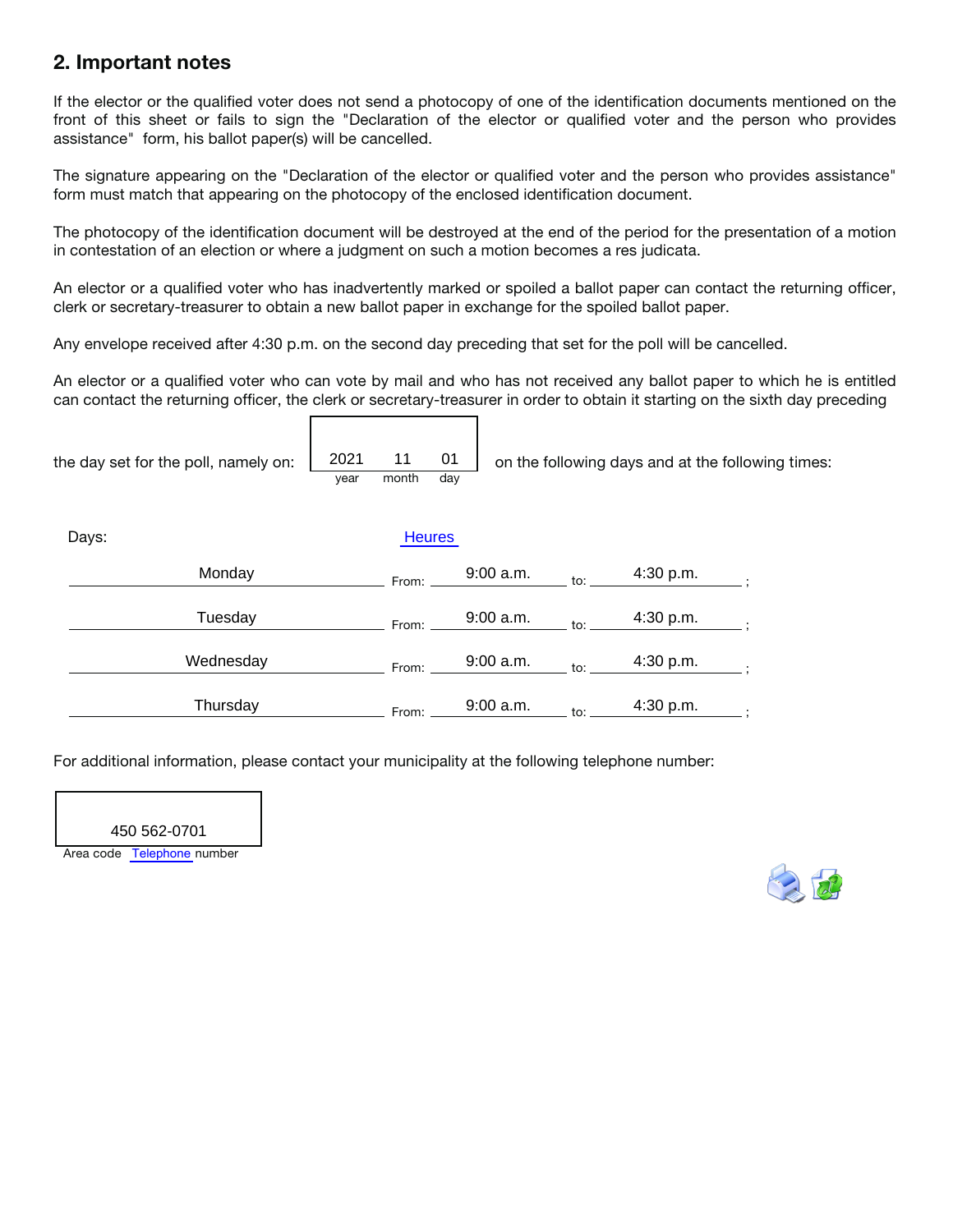## 2. Important notes

If the elector or the qualified voter does not send a photocopy of one of the identification documents mentioned on the front of this sheet or fails to sign the "Declaration of the elector or qualified voter and the person who provides assistance" form, his ballot paper(s) will be cancelled.

The signature appearing on the "Declaration of the elector or qualified voter and the person who provides assistance" form must match that appearing on the photocopy of the enclosed identification document.

The photocopy of the identification document will be destroyed at the end of the period for the presentation of a motion in contestation of an election or where a judgment on such a motion becomes a res judicata.

An elector or a qualified voter who has inadvertently marked or spoiled a ballot paper can contact the returning officer, clerk or secretary-treasurer to obtain a new ballot paper in exchange for the spoiled ballot paper.

Any envelope received after 4:30 p.m. on the second day preceding that set for the poll will be cancelled.

An elector or a qualified voter who can vote by mail and who has not received any ballot paper to which he is entitled can contact the returning officer, the clerk or secretary-treasurer in order to obtain it starting on the sixth day preceding the day set for the poll, namely on:

| year | month | day |
|---|---|---|
| 2021 | 11 | 01 |

on the following days and at the following times:

| Days: | Heures | |
|---|---|---|
| Monday | From: 9:00 a.m. | to: 4:30 p.m. ; |
| Tuesday | From: 9:00 a.m. | to: 4:30 p.m. ; |
| Wednesday | From: 9:00 a.m. | to: 4:30 p.m. ; |
| Thursday | From: 9:00 a.m. | to: 4:30 p.m. ; |

For additional information, please contact your municipality at the following telephone number:

450 562-0701

Area code Telephone number